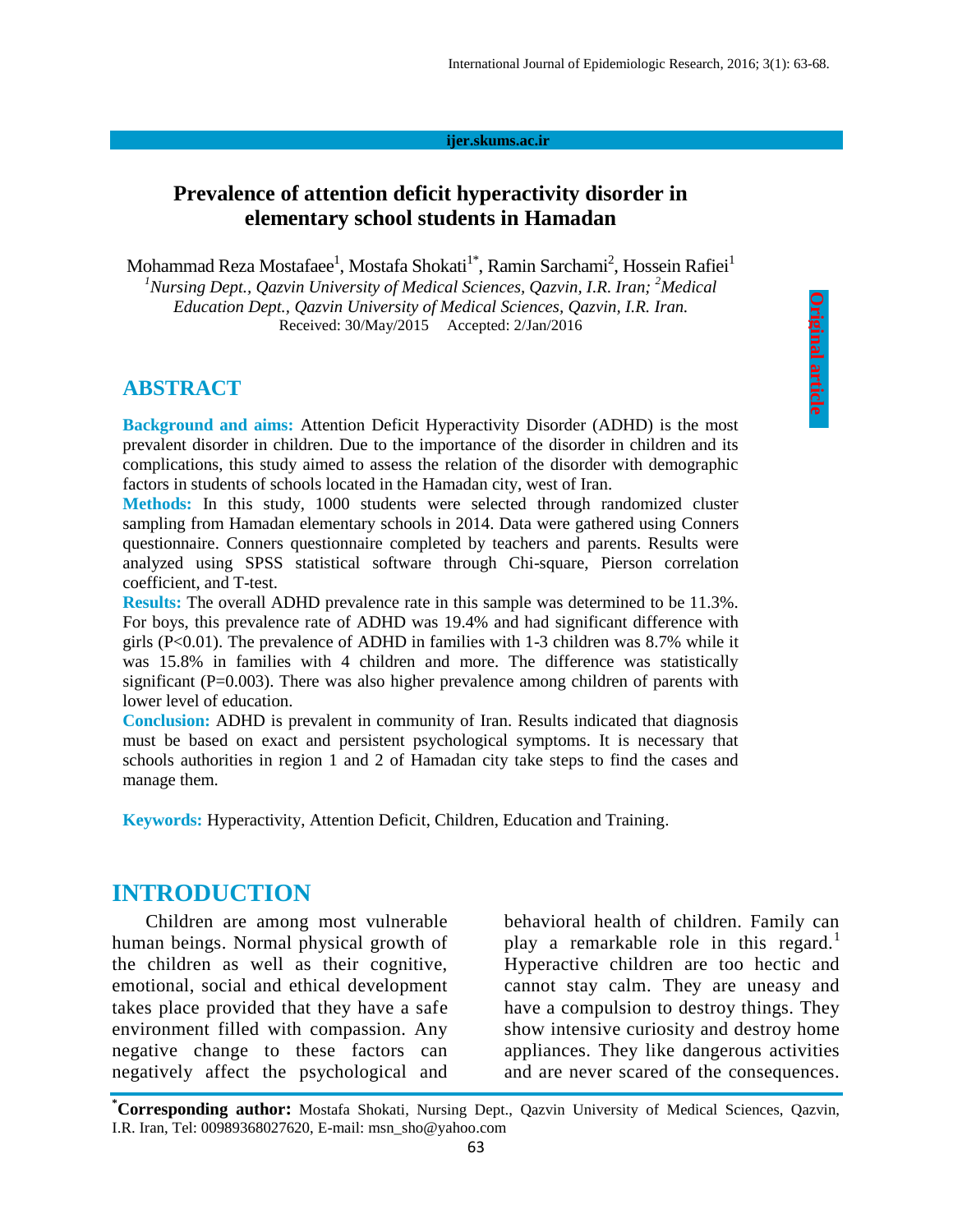# Prevalence of attention deficit hyperactivity disorder in elementary school students in Hamadan

Mohammad Reza Mostafaee[1], Mostafa Shokati[1*], Ramin Sarchami[2], Hossein Rafiei[1]

*[1]Nursing Dept., Qazvin University of Medical Sciences, Qazvin, I.R. Iran; [2]Medical Education Dept., Qazvin University of Medical Sciences, Qazvin, I.R. Iran.*

Received: 30/May/2015 Accepted: 2/Jan/2016

Original article

## ABSTRACT

**Background and aims:** Attention Deficit Hyperactivity Disorder (ADHD) is the most prevalent disorder in children. Due to the importance of the disorder in children and its complications, this study aimed to assess the relation of the disorder with demographic factors in students of schools located in the Hamadan city, west of Iran.

**Methods:** In this study, 1000 students were selected through randomized cluster sampling from Hamadan elementary schools in 2014. Data were gathered using Conners questionnaire. Conners questionnaire completed by teachers and parents. Results were analyzed using SPSS statistical software through Chi-square, Pierson correlation coefficient, and T-test.

**Results:** The overall ADHD prevalence rate in this sample was determined to be 11.3%. For boys, this prevalence rate of ADHD was 19.4% and had significant difference with girls (P<0.01). The prevalence of ADHD in families with 1-3 children was 8.7% while it was 15.8% in families with 4 children and more. The difference was statistically significant (P=0.003). There was also higher prevalence among children of parents with lower level of education.

**Conclusion:** ADHD is prevalent in community of Iran. Results indicated that diagnosis must be based on exact and persistent psychological symptoms. It is necessary that schools authorities in region 1 and 2 of Hamadan city take steps to find the cases and manage them.

**Keywords:** Hyperactivity, Attention Deficit, Children, Education and Training.

## INTRODUCTION

Children are among most vulnerable human beings. Normal physical growth of the children as well as their cognitive, emotional, social and ethical development takes place provided that they have a safe environment filled with compassion. Any negative change to these factors can negatively affect the psychological and behavioral health of children. Family can play a remarkable role in this regard.[1] Hyperactive children are too hectic and cannot stay calm. They are uneasy and have a compulsion to destroy things. They show intensive curiosity and destroy home appliances. They like dangerous activities and are never scared of the consequences.

---

**\*Corresponding author:** Mostafa Shokati, Nursing Dept., Qazvin University of Medical Sciences, Qazvin, I.R. Iran, Tel: 00989368027620, E-mail: msn_sho@yahoo.com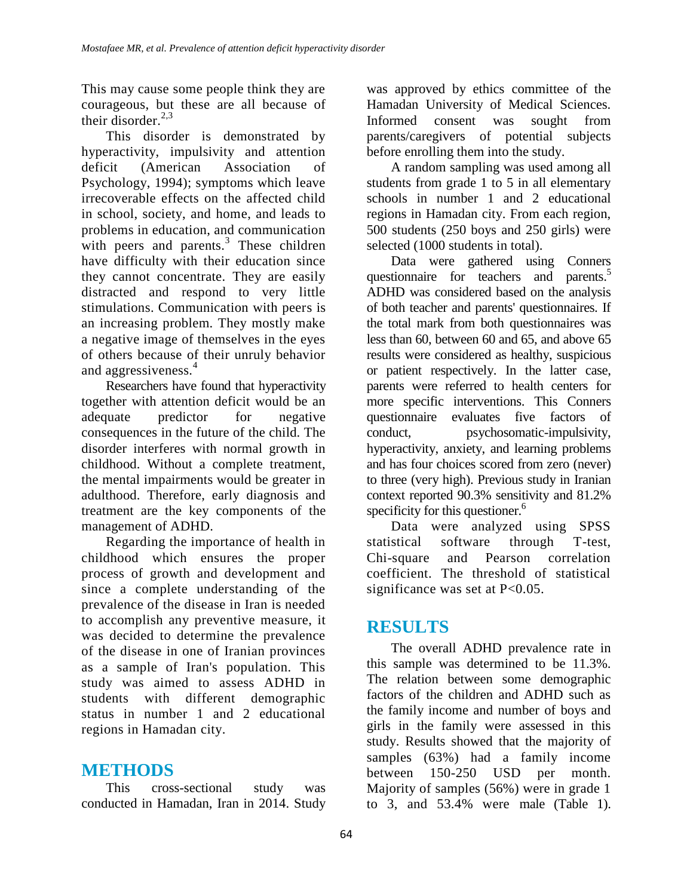This may cause some people think they are courageous, but these are all because of their disorder.[2,3]

This disorder is demonstrated by hyperactivity, impulsivity and attention deficit (American Association of Psychology, 1994); symptoms which leave irrecoverable effects on the affected child in school, society, and home, and leads to problems in education, and communication with peers and parents.[3] These children have difficulty with their education since they cannot concentrate. They are easily distracted and respond to very little stimulations. Communication with peers is an increasing problem. They mostly make a negative image of themselves in the eyes of others because of their unruly behavior and aggressiveness.[4]

Researchers have found that hyperactivity together with attention deficit would be an adequate predictor for negative consequences in the future of the child. The disorder interferes with normal growth in childhood. Without a complete treatment, the mental impairments would be greater in adulthood. Therefore, early diagnosis and treatment are the key components of the management of ADHD.

Regarding the importance of health in childhood which ensures the proper process of growth and development and since a complete understanding of the prevalence of the disease in Iran is needed to accomplish any preventive measure, it was decided to determine the prevalence of the disease in one of Iranian provinces as a sample of Iran's population. This study was aimed to assess ADHD in students with different demographic status in number 1 and 2 educational regions in Hamadan city.

## METHODS

This cross-sectional study was conducted in Hamadan, Iran in 2014. Study was approved by ethics committee of the Hamadan University of Medical Sciences. Informed consent was sought from parents/caregivers of potential subjects before enrolling them into the study.

A random sampling was used among all students from grade 1 to 5 in all elementary schools in number 1 and 2 educational regions in Hamadan city. From each region, 500 students (250 boys and 250 girls) were selected (1000 students in total).

Data were gathered using Conners questionnaire for teachers and parents.[5] ADHD was considered based on the analysis of both teacher and parents' questionnaires. If the total mark from both questionnaires was less than 60, between 60 and 65, and above 65 results were considered as healthy, suspicious or patient respectively. In the latter case, parents were referred to health centers for more specific interventions. This Conners questionnaire evaluates five factors of conduct, psychosomatic-impulsivity, hyperactivity, anxiety, and learning problems and has four choices scored from zero (never) to three (very high). Previous study in Iranian context reported 90.3% sensitivity and 81.2% specificity for this questioner.[6]

Data were analyzed using SPSS statistical software through T-test, Chi-square and Pearson correlation coefficient. The threshold of statistical significance was set at $P<0.05$.

## RESULTS

The overall ADHD prevalence rate in this sample was determined to be 11.3%. The relation between some demographic factors of the children and ADHD such as the family income and number of boys and girls in the family were assessed in this study. Results showed that the majority of samples (63%) had a family income between 150-250 USD per month. Majority of samples (56%) were in grade 1 to 3, and 53.4% were male (Table 1).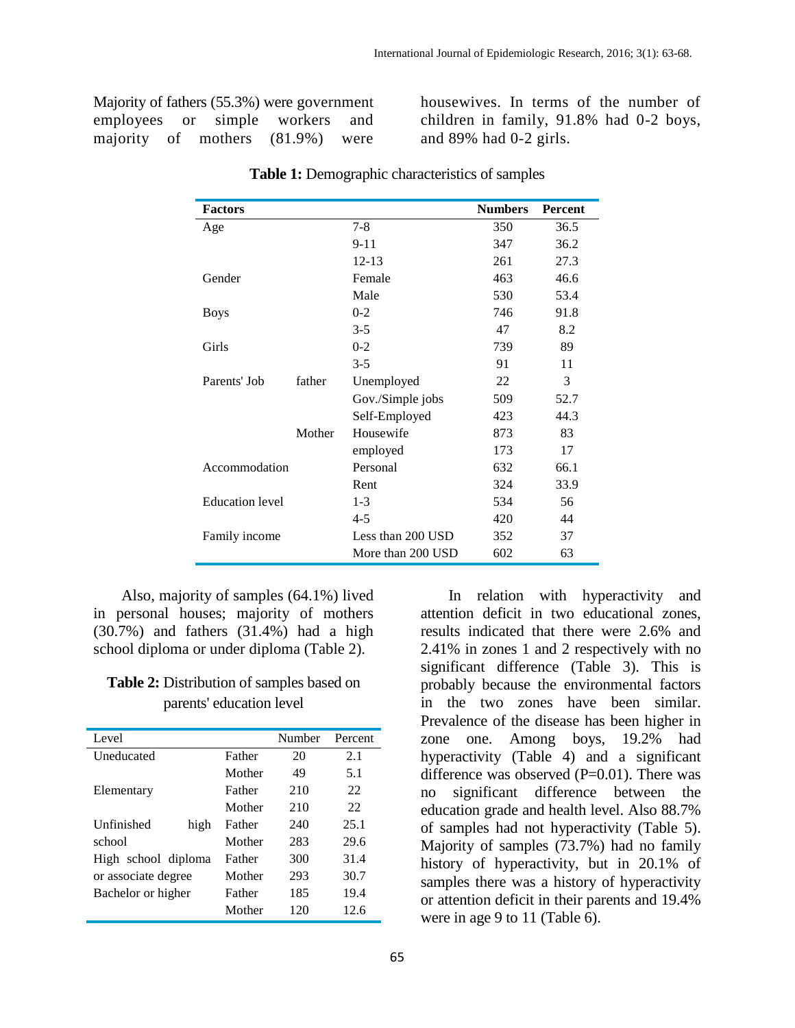Majority of fathers (55.3%) were government employees or simple workers and majority of mothers (81.9%) were housewives. In terms of the number of children in family, 91.8% had 0-2 boys, and 89% had 0-2 girls.

**Table 1:** Demographic characteristics of samples

| **Factors** | | | **Numbers** | **Percent** |
|---|---|---|---|---|
| Age | | 7-8 | 350 | 36.5 |
| | | 9-11 | 347 | 36.2 |
| | | 12-13 | 261 | 27.3 |
| Gender | | Female | 463 | 46.6 |
| | | Male | 530 | 53.4 |
| Boys | | 0-2 | 746 | 91.8 |
| | | 3-5 | 47 | 8.2 |
| Girls | | 0-2 | 739 | 89 |
| | | 3-5 | 91 | 11 |
| Parents' Job | father | Unemployed | 22 | 3 |
| | | Gov./Simple jobs | 509 | 52.7 |
| | | Self-Employed | 423 | 44.3 |
| | Mother | Housewife | 873 | 83 |
| | | employed | 173 | 17 |
| Accommodation | | Personal | 632 | 66.1 |
| | | Rent | 324 | 33.9 |
| Education level | | 1-3 | 534 | 56 |
| | | 4-5 | 420 | 44 |
| Family income | | Less than 200 USD | 352 | 37 |
| | | More than 200 USD | 602 | 63 |

Also, majority of samples (64.1%) lived in personal houses; majority of mothers (30.7%) and fathers (31.4%) had a high school diploma or under diploma (Table 2).

**Table 2:** Distribution of samples based on parents' education level

| Level | | Number | Percent |
|---|---|---|---|
| Uneducated | Father | 20 | 2.1 |
| | Mother | 49 | 5.1 |
| Elementary | Father | 210 | 22 |
| | Mother | 210 | 22 |
| Unfinished high school | Father | 240 | 25.1 |
| | Mother | 283 | 29.6 |
| High school diploma or associate degree | Father | 300 | 31.4 |
| | Mother | 293 | 30.7 |
| Bachelor or higher | Father | 185 | 19.4 |
| | Mother | 120 | 12.6 |

In relation with hyperactivity and attention deficit in two educational zones, results indicated that there were 2.6% and 2.41% in zones 1 and 2 respectively with no significant difference (Table 3). This is probably because the environmental factors in the two zones have been similar. Prevalence of the disease has been higher in zone one. Among boys, 19.2% had hyperactivity (Table 4) and a significant difference was observed (P=0.01). There was no significant difference between the education grade and health level. Also 88.7% of samples had not hyperactivity (Table 5). Majority of samples (73.7%) had no family history of hyperactivity, but in 20.1% of samples there was a history of hyperactivity or attention deficit in their parents and 19.4% were in age 9 to 11 (Table 6).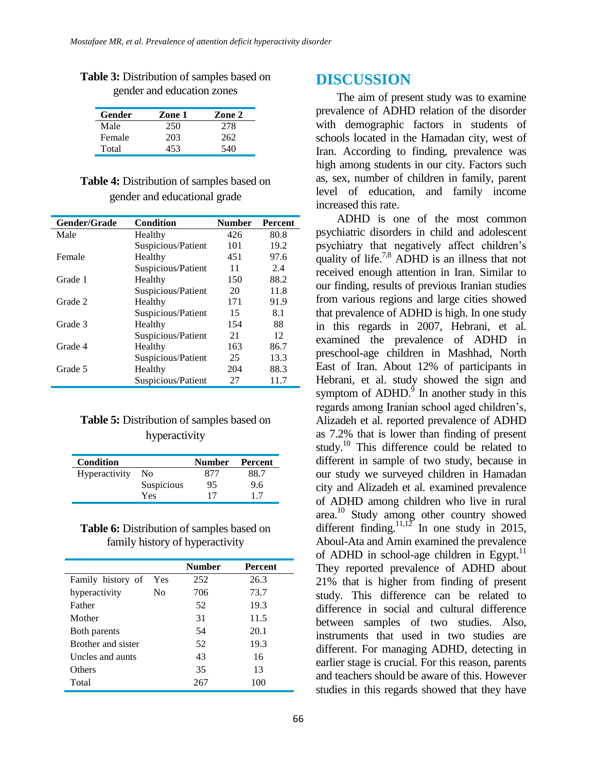**Table 3:** Distribution of samples based on gender and education zones

| Gender | Zone 1 | Zone 2 |
|---|---|---|
| Male | 250 | 278 |
| Female | 203 | 262 |
| Total | 453 | 540 |

**Table 4:** Distribution of samples based on gender and educational grade

| Gender/Grade | Condition | Number | Percent |
|---|---|---|---|
| Male | Healthy | 426 | 80.8 |
| | Suspicious/Patient | 101 | 19.2 |
| Female | Healthy | 451 | 97.6 |
| | Suspicious/Patient | 11 | 2.4 |
| Grade 1 | Healthy | 150 | 88.2 |
| | Suspicious/Patient | 20 | 11.8 |
| Grade 2 | Healthy | 171 | 91.9 |
| | Suspicious/Patient | 15 | 8.1 |
| Grade 3 | Healthy | 154 | 88 |
| | Suspicious/Patient | 21 | 12 |
| Grade 4 | Healthy | 163 | 86.7 |
| | Suspicious/Patient | 25 | 13.3 |
| Grade 5 | Healthy | 204 | 88.3 |
| | Suspicious/Patient | 27 | 11.7 |

**Table 5:** Distribution of samples based on hyperactivity

| Condition | | Number | Percent |
|---|---|---|---|
| Hyperactivity | No | 877 | 88.7 |
| | Suspicious | 95 | 9.6 |
| | Yes | 17 | 1.7 |

**Table 6:** Distribution of samples based on family history of hyperactivity

| | | Number | Percent |
|---|---|---|---|
| Family history of | Yes | 252 | 26.3 |
| hyperactivity | No | 706 | 73.7 |
| Father | | 52 | 19.3 |
| Mother | | 31 | 11.5 |
| Both parents | | 54 | 20.1 |
| Brother and sister | | 52 | 19.3 |
| Uncles and aunts | | 43 | 16 |
| Others | | 35 | 13 |
| Total | | 267 | 100 |

## DISCUSSION

The aim of present study was to examine prevalence of ADHD relation of the disorder with demographic factors in students of schools located in the Hamadan city, west of Iran. According to finding, prevalence was high among students in our city. Factors such as, sex, number of children in family, parent level of education, and family income increased this rate.

ADHD is one of the most common psychiatric disorders in child and adolescent psychiatry that negatively affect children's quality of life.[7,8] ADHD is an illness that not received enough attention in Iran. Similar to our finding, results of previous Iranian studies from various regions and large cities showed that prevalence of ADHD is high. In one study in this regards in 2007, Hebrani, et al. examined the prevalence of ADHD in preschool-age children in Mashhad, North East of Iran. About 12% of participants in Hebrani, et al. study showed the sign and symptom of ADHD.[9] In another study in this regards among Iranian school aged children's, Alizadeh et al. reported prevalence of ADHD as 7.2% that is lower than finding of present study.[10] This difference could be related to different in sample of two study, because in our study we surveyed children in Hamadan city and Alizadeh et al. examined prevalence of ADHD among children who live in rural area.[10] Study among other country showed different finding.[11,12] In one study in 2015, Aboul-Ata and Amin examined the prevalence of ADHD in school-age children in Egypt.[11] They reported prevalence of ADHD about 21% that is higher from finding of present study. This difference can be related to difference in social and cultural difference between samples of two studies. Also, instruments that used in two studies are different. For managing ADHD, detecting in earlier stage is crucial. For this reason, parents and teachers should be aware of this. However studies in this regards showed that they have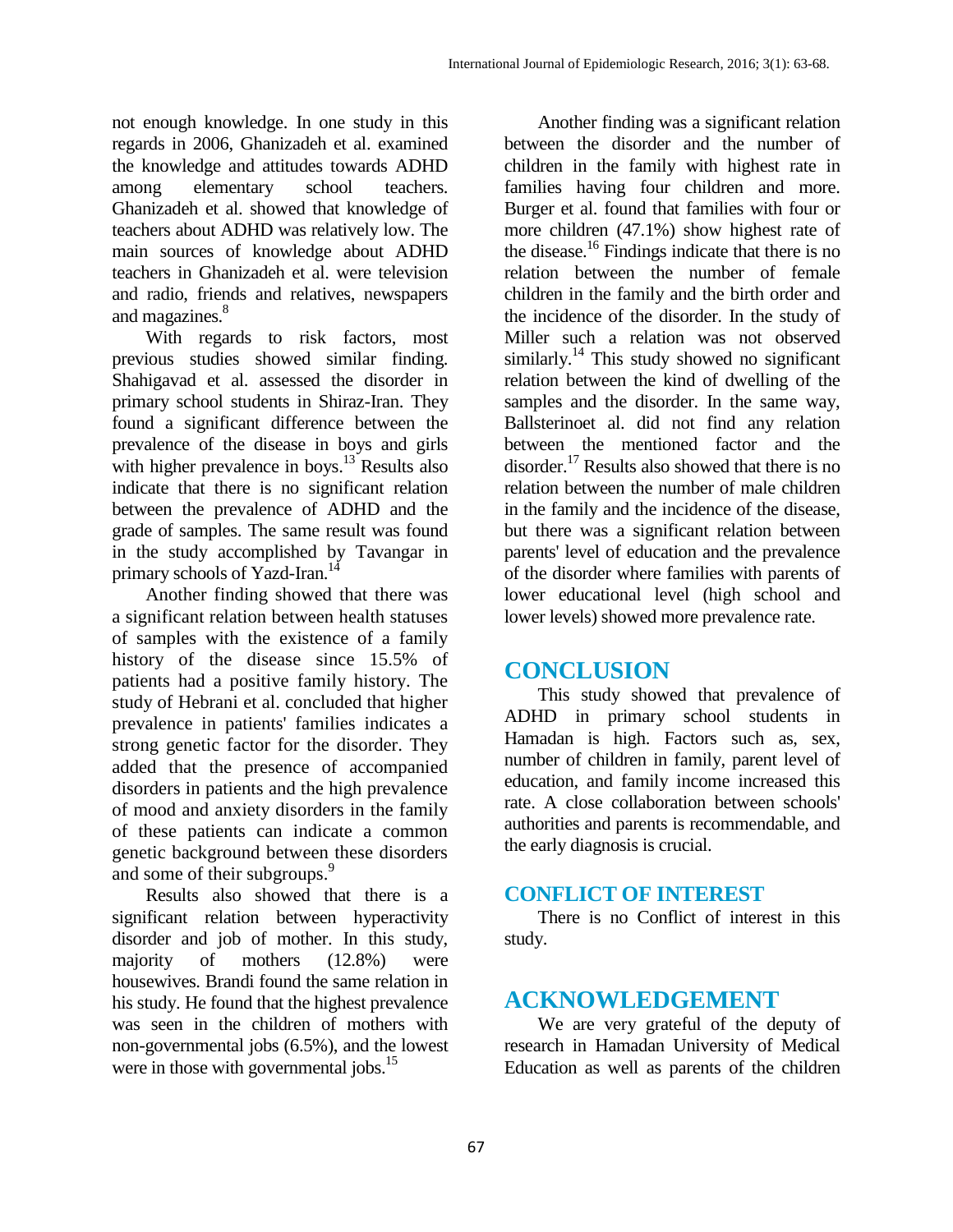not enough knowledge. In one study in this regards in 2006, Ghanizadeh et al. examined the knowledge and attitudes towards ADHD among elementary school teachers. Ghanizadeh et al. showed that knowledge of teachers about ADHD was relatively low. The main sources of knowledge about ADHD teachers in Ghanizadeh et al. were television and radio, friends and relatives, newspapers and magazines.[8]

With regards to risk factors, most previous studies showed similar finding. Shahigavad et al. assessed the disorder in primary school students in Shiraz-Iran. They found a significant difference between the prevalence of the disease in boys and girls with higher prevalence in boys.[13] Results also indicate that there is no significant relation between the prevalence of ADHD and the grade of samples. The same result was found in the study accomplished by Tavangar in primary schools of Yazd-Iran.[14]

Another finding showed that there was a significant relation between health statuses of samples with the existence of a family history of the disease since 15.5% of patients had a positive family history. The study of Hebrani et al. concluded that higher prevalence in patients' families indicates a strong genetic factor for the disorder. They added that the presence of accompanied disorders in patients and the high prevalence of mood and anxiety disorders in the family of these patients can indicate a common genetic background between these disorders and some of their subgroups.[9]

Results also showed that there is a significant relation between hyperactivity disorder and job of mother. In this study, majority of mothers (12.8%) were housewives. Brandi found the same relation in his study. He found that the highest prevalence was seen in the children of mothers with non-governmental jobs (6.5%), and the lowest were in those with governmental jobs.[15]

Another finding was a significant relation between the disorder and the number of children in the family with highest rate in families having four children and more. Burger et al. found that families with four or more children (47.1%) show highest rate of the disease.[16] Findings indicate that there is no relation between the number of female children in the family and the birth order and the incidence of the disorder. In the study of Miller such a relation was not observed similarly.[14] This study showed no significant relation between the kind of dwelling of the samples and the disorder. In the same way, Ballsterinoet al. did not find any relation between the mentioned factor and the disorder.[17] Results also showed that there is no relation between the number of male children in the family and the incidence of the disease, but there was a significant relation between parents' level of education and the prevalence of the disorder where families with parents of lower educational level (high school and lower levels) showed more prevalence rate.

## CONCLUSION

This study showed that prevalence of ADHD in primary school students in Hamadan is high. Factors such as, sex, number of children in family, parent level of education, and family income increased this rate. A close collaboration between schools' authorities and parents is recommendable, and the early diagnosis is crucial.

## CONFLICT OF INTEREST

There is no Conflict of interest in this study.

## ACKNOWLEDGEMENT

We are very grateful of the deputy of research in Hamadan University of Medical Education as well as parents of the children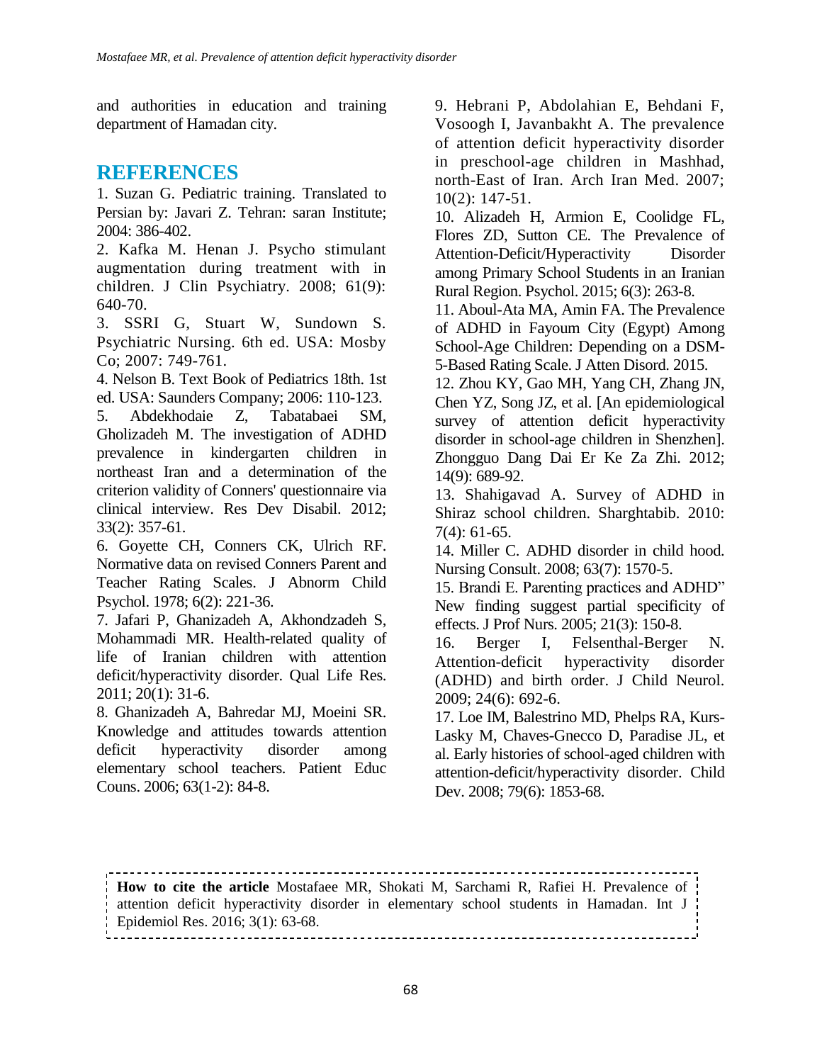and authorities in education and training department of Hamadan city.

## REFERENCES

1. Suzan G. Pediatric training. Translated to Persian by: Javari Z. Tehran: saran Institute; 2004: 386-402.
2. Kafka M. Henan J. Psycho stimulant augmentation during treatment with in children. J Clin Psychiatry. 2008; 61(9): 640-70.
3. SSRI G, Stuart W, Sundown S. Psychiatric Nursing. 6th ed. USA: Mosby Co; 2007: 749-761.
4. Nelson B. Text Book of Pediatrics 18th. 1st ed. USA: Saunders Company; 2006: 110-123.
5. Abdekhodaie Z, Tabatabaei SM, Gholizadeh M. The investigation of ADHD prevalence in kindergarten children in northeast Iran and a determination of the criterion validity of Conners' questionnaire via clinical interview. Res Dev Disabil. 2012; 33(2): 357-61.
6. Goyette CH, Conners CK, Ulrich RF. Normative data on revised Conners Parent and Teacher Rating Scales. J Abnorm Child Psychol. 1978; 6(2): 221-36.
7. Jafari P, Ghanizadeh A, Akhondzadeh S, Mohammadi MR. Health-related quality of life of Iranian children with attention deficit/hyperactivity disorder. Qual Life Res. 2011; 20(1): 31-6.
8. Ghanizadeh A, Bahredar MJ, Moeini SR. Knowledge and attitudes towards attention deficit hyperactivity disorder among elementary school teachers. Patient Educ Couns. 2006; 63(1-2): 84-8.
9. Hebrani P, Abdolahian E, Behdani F, Vosoogh I, Javanbakht A. The prevalence of attention deficit hyperactivity disorder in preschool-age children in Mashhad, north-East of Iran. Arch Iran Med. 2007; 10(2): 147-51.
10. Alizadeh H, Armion E, Coolidge FL, Flores ZD, Sutton CE. The Prevalence of Attention-Deficit/Hyperactivity Disorder among Primary School Students in an Iranian Rural Region. Psychol. 2015; 6(3): 263-8.
11. Aboul-Ata MA, Amin FA. The Prevalence of ADHD in Fayoum City (Egypt) Among School-Age Children: Depending on a DSM-5-Based Rating Scale. J Atten Disord. 2015.
12. Zhou KY, Gao MH, Yang CH, Zhang JN, Chen YZ, Song JZ, et al. [An epidemiological survey of attention deficit hyperactivity disorder in school-age children in Shenzhen]. Zhongguo Dang Dai Er Ke Za Zhi. 2012; 14(9): 689-92.
13. Shahigavad A. Survey of ADHD in Shiraz school children. Sharghtabib. 2010: 7(4): 61-65.
14. Miller C. ADHD disorder in child hood. Nursing Consult. 2008; 63(7): 1570-5.
15. Brandi E. Parenting practices and ADHD" New finding suggest partial specificity of effects. J Prof Nurs. 2005; 21(3): 150-8.
16. Berger I, Felsenthal-Berger N. Attention-deficit hyperactivity disorder (ADHD) and birth order. J Child Neurol. 2009; 24(6): 692-6.
17. Loe IM, Balestrino MD, Phelps RA, Kurs-Lasky M, Chaves-Gnecco D, Paradise JL, et al. Early histories of school-aged children with attention-deficit/hyperactivity disorder. Child Dev. 2008; 79(6): 1853-68.

**How to cite the article** Mostafaee MR, Shokati M, Sarchami R, Rafiei H. Prevalence of attention deficit hyperactivity disorder in elementary school students in Hamadan. Int J Epidemiol Res. 2016; 3(1): 63-68.